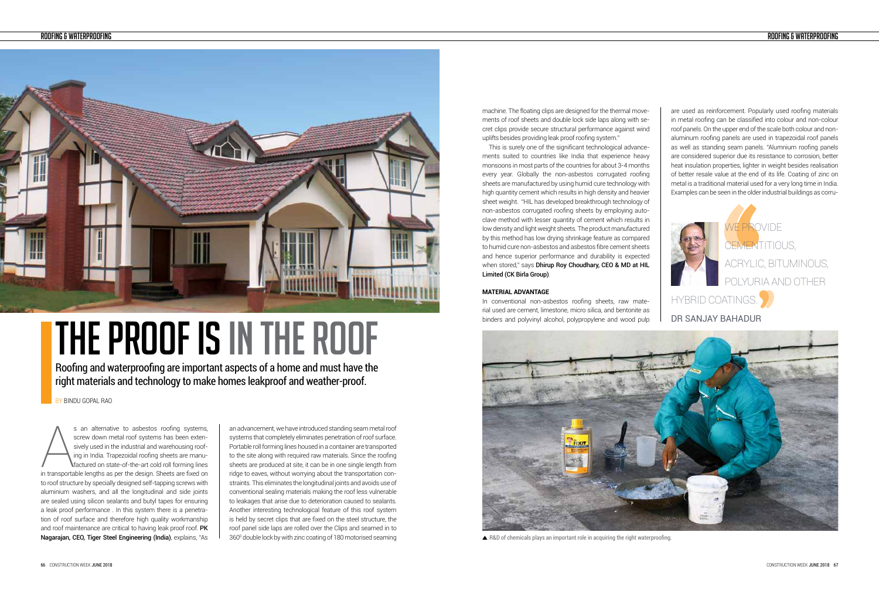# THE PROOF IS IN THE ROOF

Roofing and waterproofing are important aspects of a home and must have the right materials and technology to make homes leakproof and weather-proof.

BY BINDU GOPAL RAO

As an alternative to asbestos roofing systems, screw down metal roof systems has been extensively used in the industrial and warehousing roofing in India. Trapezoidal roofing sheets are manufactured on state-of-the-art cold roll forming lines in transportable lengths as per the design. Sheets are fixed on to roof structure by specially designed self-tapping screws with aluminium washers, and all the longitudinal and side joints are sealed using silicon sealants and butyl tapes for ensuring a leak proof performance . In this system there is a penetration of roof surface and therefore high quality workmanship and roof maintenance are critical to having leak proof roof. **PK Nagarajan, CEO, Tiger Steel Engineering (India)**, explains, "As an advancement, we have introduced standing seam metal roof systems that completely eliminates penetration of roof surface. Portable roll forming lines housed in a container are transported to the site along with required raw materials. Since the roofing sheets are produced at site, it can be in one single length from ridge to eaves, without worrying about the transportation constraints. This eliminates the longitudinal joints and avoids use of conventional sealing materials making the roof less vulnerable to leakages that arise due to deterioration caused to sealants. Another interesting technological feature of this roof system is held by secret clips that are fixed on the steel structure, the roof panel side laps are rolled over the Clips and seamed in to 360⁰ double lock by with zinc coating of 180 motorised seaming machine. The floating clips are designed for the thermal movements of roof sheets and double lock side laps along with secret clips provide secure structural performance against wind uplifts besides providing leak proof roofing system."

This is surely one of the significant technological advancements suited to countries like India that experience heavy monsoons in most parts of the countries for about 3-4 months every year. Globally the non-asbestos corrugated roofing sheets are manufactured by using humid cure technology with high quantity cement which results in high density and heavier sheet weight. "HIL has developed breakthrough technology of non-asbestos corrugated roofing sheets by employing autoclave method with lesser quantity of cement which results in low density and light weight sheets. The product manufactured by this method has low drying shrinkage feature as compared to humid cure non-asbestos and asbestos fibre cement sheets and hence superior performance and durability is expected when stored," says **Dhirup Roy Choudhary, CEO & MD at HIL Limited (CK Birla Group)**.

### MATERIAL ADVANTAGE

In conventional non-asbestos roofing sheets, raw material used are cement, limestone, micro silica, and bentonite as binders and polyvinyl alcohol, polypropylene and wood pulp are used as reinforcement. Popularly used roofing materials in metal roofing can be classified into colour and non-colour roof panels. On the upper end of the scale both colour and non-aluminum roofing panels are used in trapezoidal roof panels as well as standing seam panels. "Alumnium roofing panels are considered superior due its resistance to corrosion, better heat insulation properties, lighter in weight besides realisation of better resale value at the end of its life. Coating of zinc on metal is a traditional material used for a very long time in India. Examples can be seen in the older industrial buildings as corru-

> "WE PROVIDE CEMENTITIOUS, ACRYLIC, BITUMINOUS, POLYURIA AND OTHER HYBRID COATINGS."
>
> DR SANJAY BAHADUR

▲ R&D of chemicals plays an important role in acquiring the right waterproofing.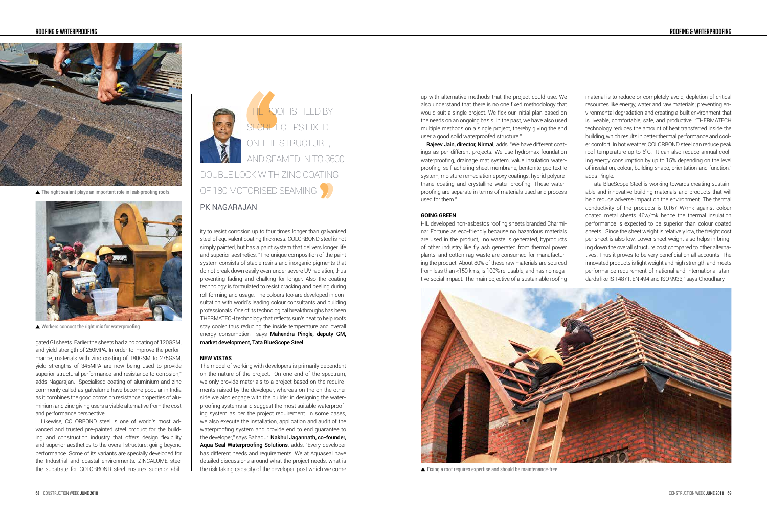▲ The right sealant plays an important role in leak-proofing roofs.

▲ Workers concoct the right mix for waterproofing.

gated GI sheets. Earlier the sheets had zinc coating of 120GSM, and yield strength of 250MPA. In order to improve the performance, materials with zinc coating of 180GSM to 275GSM, yield strengths of 345MPA are now being used to provide superior structural performance and resistance to corrosion," adds Nagarajan. Specialised coating of aluminium and zinc commonly called as galvalume have become popular in India as it combines the good corrosion resistance properties of aluminium and zinc giving users a viable alternative from the cost and performance perspective.

Likewise, COLORBOND steel is one of world's most advanced and trusted pre-painted steel product for the building and construction industry that offers design flexibility and superior aesthetics to the overall structure; going beyond performance. Some of its variants are specially developed for the Industrial and coastal environments. ZINCALUME steel the substrate for COLORBOND steel ensures superior ability to resist corrosion up to four times longer than galvanised steel of equivalent coating thickness. COLORBOND steel is not simply painted, but has a paint system that delivers longer life and superior aesthetics. "The unique composition of the paint system consists of stable resins and inorganic pigments that do not break down easily even under severe UV radiation, thus preventing fading and chalking for longer. Also the coating technology is formulated to resist cracking and peeling during roll forming and usage. The colours too are developed in consultation with world's leading colour consultants and building professionals. One of its technological breakthroughs has been THERMATECH technology that reflects sun's heat to help roofs stay cooler thus reducing the inside temperature and overall energy consumption," says **Mahendra Pingle, deputy GM, market development, Tata BlueScope Steel**.

> THE ROOF IS HELD BY SECRET CLIPS FIXED ON THE STRUCTURE, AND SEAMED IN TO 3600 DOUBLE LOCK WITH ZINC COATING OF 180 MOTORISED SEAMING.
>
> PK NAGARAJAN

### NEW VISTAS

The model of working with developers is primarily dependent on the nature of the project. "On one end of the spectrum, we only provide materials to a project based on the requirements raised by the developer, whereas on the on the other side we also engage with the builder in designing the waterproofing systems and suggest the most suitable waterproofing system as per the project requirement. In some cases, we also execute the installation, application and audit of the waterproofing system and provide end to end guarantee to the developer," says Bahadur. **Nakhul Jagannath, co-founder, Aqua Seal Waterproofing Solutions**, adds, "Every developer has different needs and requirements. We at Aquaseal have detailed discussions around what the project needs, what is the risk taking capacity of the developer, post which we come up with alternative methods that the project could use. We also understand that there is no one fixed methodology that would suit a single project. We flex our initial plan based on the needs on an ongoing basis. In the past, we have also used multiple methods on a single project, thereby giving the end user a good solid waterproofed structure."

**Rajeev Jain, director, Nirmal**, adds, "We have different coatings as per different projects. We use hydromax foundation waterproofing, drainage mat system, value insulation waterproofing, self-adhering sheet membrane, bentonite geo textile system, moisture remediation epoxy coatings, hybrid polyurethane coating and crystalline water proofing. These waterproofing are separate in terms of materials used and process used for them."

### GOING GREEN

HIL developed non-asbestos roofing sheets branded Charminar Fortune as eco-friendly because no hazardous materials are used in the product, no waste is generated, byproducts of other industry like fly ash generated from thermal power plants, and cotton rag waste are consumed for manufacturing the product. About 80% of these raw materials are sourced from less than <150 kms, is 100% re-usable, and has no negative social impact. The main objective of a sustainable roofing material is to reduce or completely avoid, depletion of critical resources like energy, water and raw materials; preventing environmental degradation and creating a built environment that is liveable, comfortable, safe, and productive. "THERMATECH technology reduces the amount of heat transferred inside the building, which results in better thermal performance and cooler comfort. In hot weather, COLORBOND steel can reduce peak roof temperature up to 6$^{0}$C. It can also reduce annual cooling energy consumption by up to 15% depending on the level of insulation, colour, building shape, orientation and function," adds Pingle.

Tata BlueScope Steel is working towards creating sustainable and innovative building materials and products that will help reduce adverse impact on the environment. The thermal conductivity of the products is 0.167 W/mk against colour coated metal sheets 46w/mk hence the thermal insulation performance is expected to be superior than colour coated sheets. "Since the sheet weight is relatively low, the freight cost per sheet is also low. Lower sheet weight also helps in bringing down the overall structure cost compared to other alternatives. Thus it proves to be very beneficial on all accounts. The innovated products is light weight and high strength and meets performance requirement of national and international standards like IS 14871, EN 494 and ISO 9933," says Choudhary.

▲ Fixing a roof requires expertise and should be maintenance-free.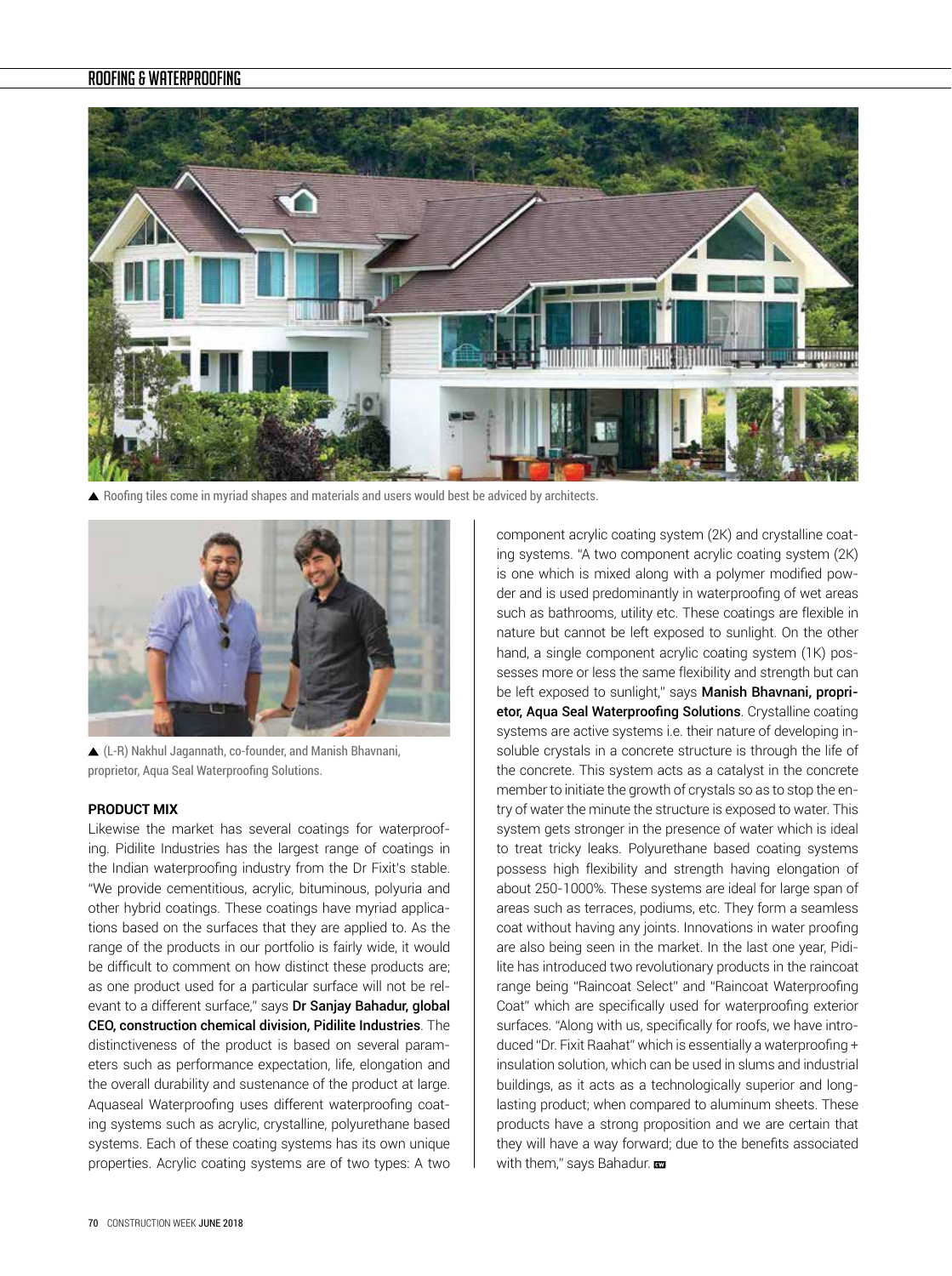▲ Roofing tiles come in myriad shapes and materials and users would best be adviced by architects.

▲ (L-R) Nakhul Jagannath, co-founder, and Manish Bhavnani, proprietor, Aqua Seal Waterproofing Solutions.

**PRODUCT MIX**

Likewise the market has several coatings for waterproofing. Pidilite Industries has the largest range of coatings in the Indian waterproofing industry from the Dr Fixit's stable. "We provide cementitious, acrylic, bituminous, polyuria and other hybrid coatings. These coatings have myriad applications based on the surfaces that they are applied to. As the range of the products in our portfolio is fairly wide, it would be difficult to comment on how distinct these products are; as one product used for a particular surface will not be relevant to a different surface," says **Dr Sanjay Bahadur, global CEO, construction chemical division, Pidilite Industries**. The distinctiveness of the product is based on several parameters such as performance expectation, life, elongation and the overall durability and sustenance of the product at large. Aquaseal Waterproofing uses different waterproofing coating systems such as acrylic, crystalline, polyurethane based systems. Each of these coating systems has its own unique properties. Acrylic coating systems are of two types: A two component acrylic coating system (2K) and crystalline coating systems. "A two component acrylic coating system (2K) is one which is mixed along with a polymer modified powder and is used predominantly in waterproofing of wet areas such as bathrooms, utility etc. These coatings are flexible in nature but cannot be left exposed to sunlight. On the other hand, a single component acrylic coating system (1K) possesses more or less the same flexibility and strength but can be left exposed to sunlight," says **Manish Bhavnani, proprietor, Aqua Seal Waterproofing Solutions**. Crystalline coating systems are active systems i.e. their nature of developing insoluble crystals in a concrete structure is through the life of the concrete. This system acts as a catalyst in the concrete member to initiate the growth of crystals so as to stop the entry of water the minute the structure is exposed to water. This system gets stronger in the presence of water which is ideal to treat tricky leaks. Polyurethane based coating systems possess high flexibility and strength having elongation of about 250-1000%. These systems are ideal for large span of areas such as terraces, podiums, etc. They form a seamless coat without having any joints. Innovations in water proofing are also being seen in the market. In the last one year, Pidilite has introduced two revolutionary products in the raincoat range being "Raincoat Select" and "Raincoat Waterproofing Coat" which are specifically used for waterproofing exterior surfaces. "Along with us, specifically for roofs, we have introduced "Dr. Fixit Raahat" which is essentially a waterproofing + insulation solution, which can be used in slums and industrial buildings, as it acts as a technologically superior and long-lasting product; when compared to aluminum sheets. These products have a strong proposition and we are certain that they will have a way forward; due to the benefits associated with them," says Bahadur.